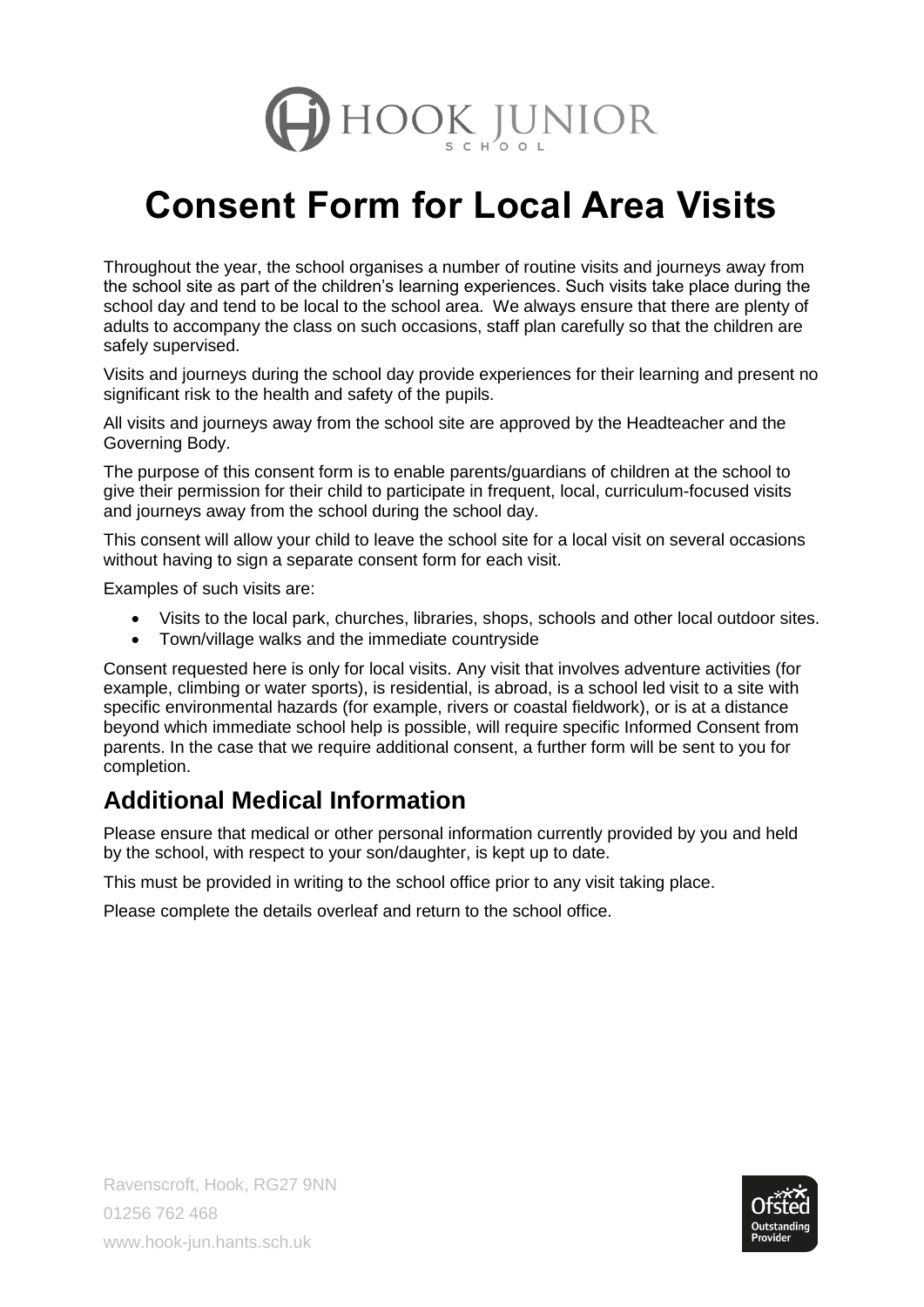HOOK JUNIOR SCHOOL

# Consent Form for Local Area Visits

Throughout the year, the school organises a number of routine visits and journeys away from the school site as part of the children's learning experiences. Such visits take place during the school day and tend to be local to the school area. We always ensure that there are plenty of adults to accompany the class on such occasions, staff plan carefully so that the children are safely supervised.

Visits and journeys during the school day provide experiences for their learning and present no significant risk to the health and safety of the pupils.

All visits and journeys away from the school site are approved by the Headteacher and the Governing Body.

The purpose of this consent form is to enable parents/guardians of children at the school to give their permission for their child to participate in frequent, local, curriculum-focused visits and journeys away from the school during the school day.

This consent will allow your child to leave the school site for a local visit on several occasions without having to sign a separate consent form for each visit.

Examples of such visits are:

- Visits to the local park, churches, libraries, shops, schools and other local outdoor sites.
- Town/village walks and the immediate countryside

Consent requested here is only for local visits. Any visit that involves adventure activities (for example, climbing or water sports), is residential, is abroad, is a school led visit to a site with specific environmental hazards (for example, rivers or coastal fieldwork), or is at a distance beyond which immediate school help is possible, will require specific Informed Consent from parents. In the case that we require additional consent, a further form will be sent to you for completion.

## Additional Medical Information

Please ensure that medical or other personal information currently provided by you and held by the school, with respect to your son/daughter, is kept up to date.

This must be provided in writing to the school office prior to any visit taking place.

Please complete the details overleaf and return to the school office.

Ravenscroft, Hook, RG27 9NN
01256 762 468
www.hook-jun.hants.sch.uk

Ofsted Outstanding Provider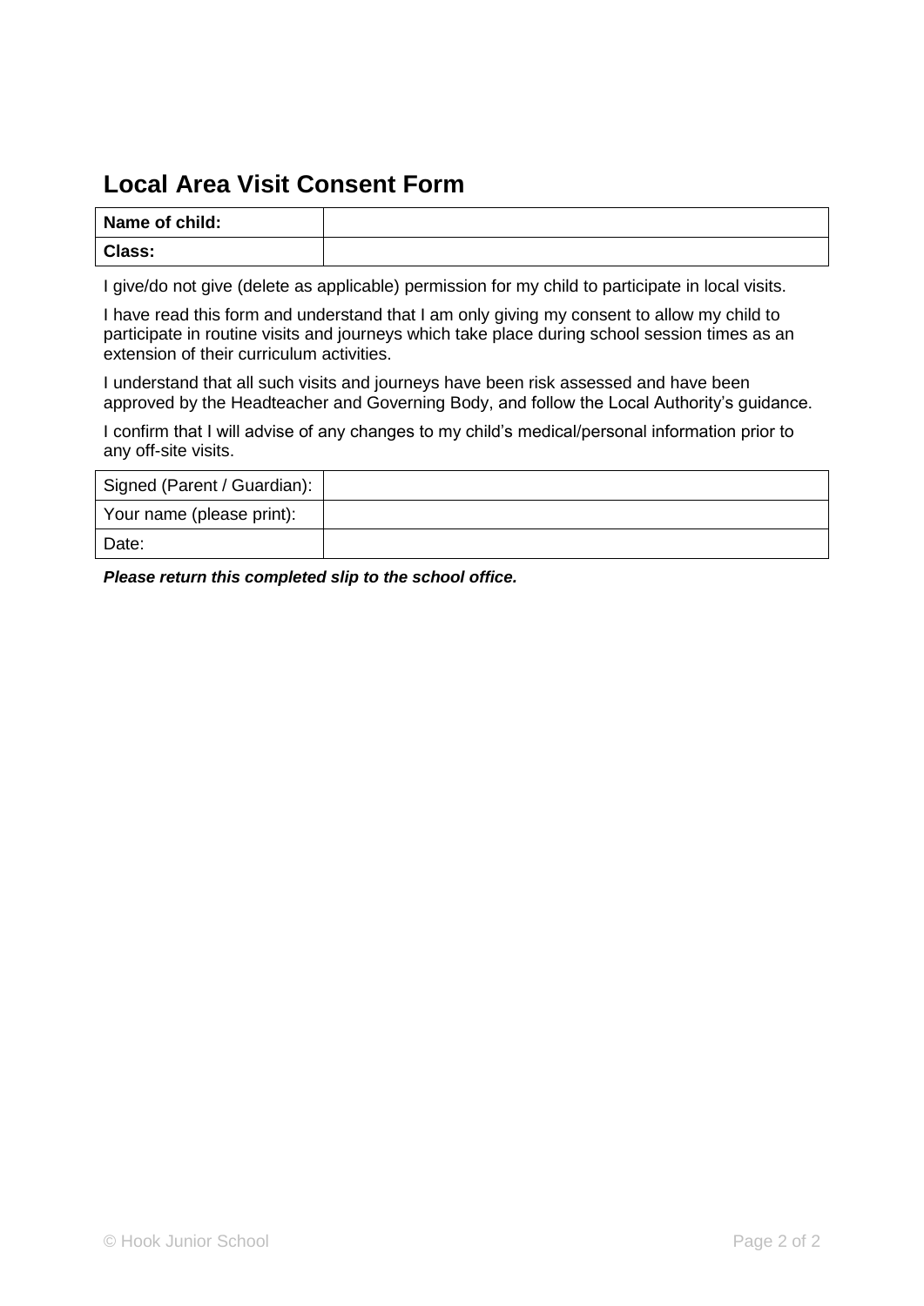## Local Area Visit Consent Form

| | |
|---|---|
| **Name of child:** | |
| **Class:** | |

I give/do not give (delete as applicable) permission for my child to participate in local visits.

I have read this form and understand that I am only giving my consent to allow my child to participate in routine visits and journeys which take place during school session times as an extension of their curriculum activities.

I understand that all such visits and journeys have been risk assessed and have been approved by the Headteacher and Governing Body, and follow the Local Authority's guidance.

I confirm that I will advise of any changes to my child's medical/personal information prior to any off-site visits.

| | |
|---|---|
| Signed (Parent / Guardian): | |
| Your name (please print): | |
| Date: | |

***Please return this completed slip to the school office.***